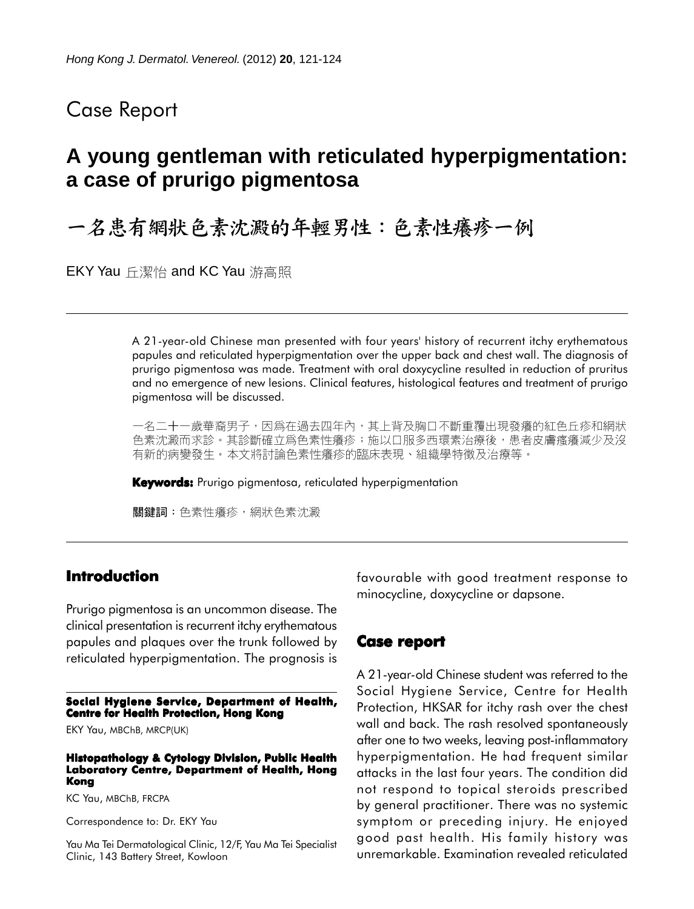Case Report

# A young gentleman with reticulated hyperpigmentation: a case of prurigo pigmentosa

# 一名患有網狀色素沈澱的年輕男性：色素性癢疹一例

EKY Yau 丘潔怡 and KC Yau 游高照

A 21-year-old Chinese man presented with four years' history of recurrent itchy erythematous papules and reticulated hyperpigmentation over the upper back and chest wall. The diagnosis of prurigo pigmentosa was made. Treatment with oral doxycycline resulted in reduction of pruritus and no emergence of new lesions. Clinical features, histological features and treatment of prurigo pigmentosa will be discussed.

一名二十一歲華裔男子，因爲在過去四年內，其上背及胸口不斷重覆出現發癢的紅色丘疹和網狀色素沈澱而求診。其診斷確立爲色素性癢疹；施以口服多西環素治療後，患者皮膚瘙癢減少及沒有新的病變發生。本文將討論色素性癢疹的臨床表現、組織學特徵及治療等。

**Keywords:** Prurigo pigmentosa, reticulated hyperpigmentation

**關鍵詞**：色素性癢疹，網狀色素沈澱

## Introduction

Prurigo pigmentosa is an uncommon disease. The clinical presentation is recurrent itchy erythematous papules and plaques over the trunk followed by reticulated hyperpigmentation. The prognosis is favourable with good treatment response to minocycline, doxycycline or dapsone.

**Social Hygiene Service, Department of Health, Centre for Health Protection, Hong Kong**

EKY Yau, MBChB, MRCP(UK)

**Histopathology & Cytology Division, Public Health Laboratory Centre, Department of Health, Hong Kong**

KC Yau, MBChB, FRCPA

Correspondence to: Dr. EKY Yau

Yau Ma Tei Dermatological Clinic, 12/F, Yau Ma Tei Specialist Clinic, 143 Battery Street, Kowloon

## Case report

A 21-year-old Chinese student was referred to the Social Hygiene Service, Centre for Health Protection, HKSAR for itchy rash over the chest wall and back. The rash resolved spontaneously after one to two weeks, leaving post-inflammatory hyperpigmentation. He had frequent similar attacks in the last four years. The condition did not respond to topical steroids prescribed by general practitioner. There was no systemic symptom or preceding injury. He enjoyed good past health. His family history was unremarkable. Examination revealed reticulated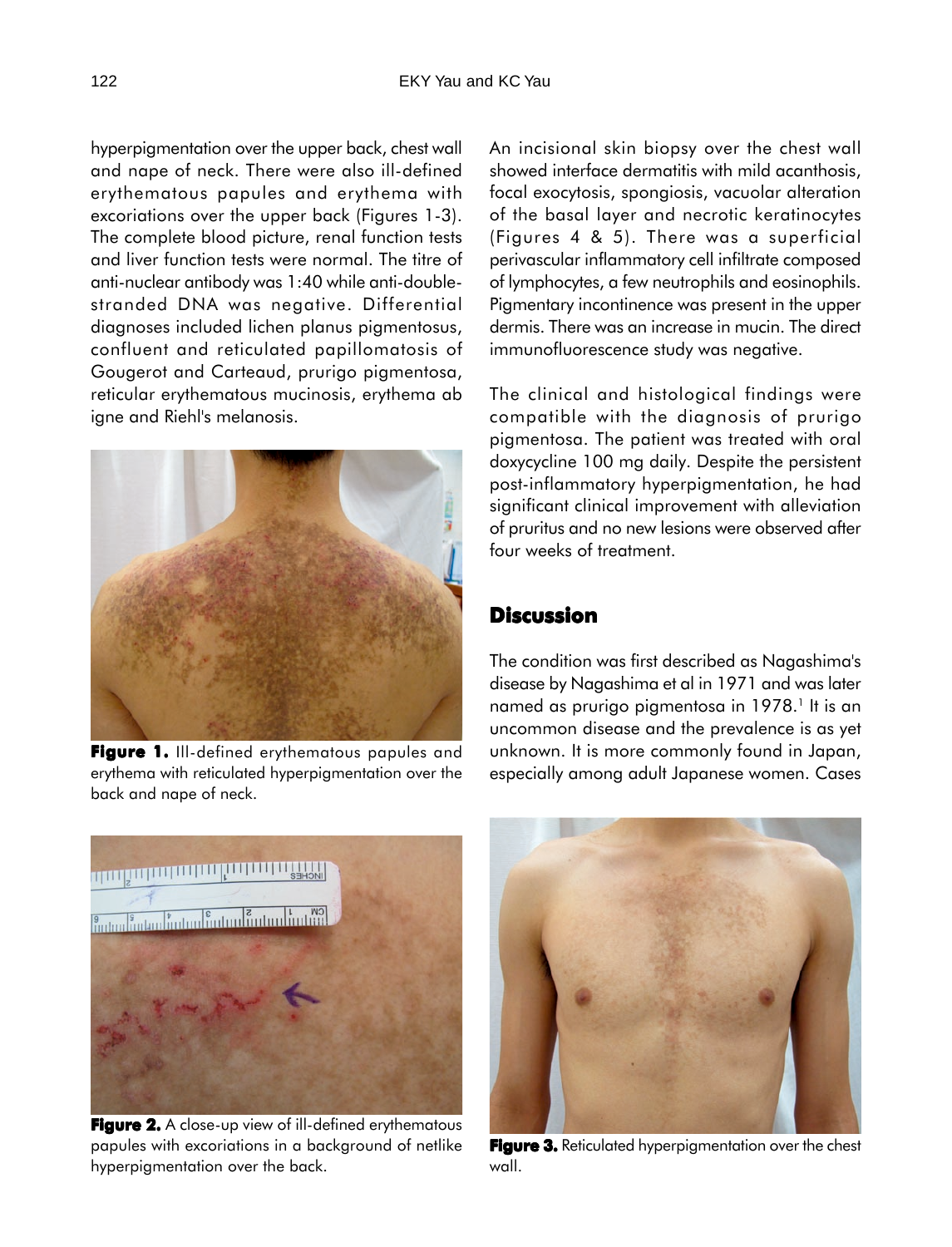hyperpigmentation over the upper back, chest wall and nape of neck. There were also ill-defined erythematous papules and erythema with excoriations over the upper back (Figures 1-3). The complete blood picture, renal function tests and liver function tests were normal. The titre of anti-nuclear antibody was 1:40 while anti-double-stranded DNA was negative. Differential diagnoses included lichen planus pigmentosus, confluent and reticulated papillomatosis of Gougerot and Carteaud, prurigo pigmentosa, reticular erythematous mucinosis, erythema ab igne and Riehl's melanosis.

**Figure 1.** Ill-defined erythematous papules and erythema with reticulated hyperpigmentation over the back and nape of neck.

An incisional skin biopsy over the chest wall showed interface dermatitis with mild acanthosis, focal exocytosis, spongiosis, vacuolar alteration of the basal layer and necrotic keratinocytes (Figures 4 & 5). There was a superficial perivascular inflammatory cell infiltrate composed of lymphocytes, a few neutrophils and eosinophils. Pigmentary incontinence was present in the upper dermis. There was an increase in mucin. The direct immunofluorescence study was negative.

The clinical and histological findings were compatible with the diagnosis of prurigo pigmentosa. The patient was treated with oral doxycycline 100 mg daily. Despite the persistent post-inflammatory hyperpigmentation, he had significant clinical improvement with alleviation of pruritus and no new lesions were observed after four weeks of treatment.

## Discussion

The condition was first described as Nagashima's disease by Nagashima et al in 1971 and was later named as prurigo pigmentosa in 1978.[1] It is an uncommon disease and the prevalence is as yet unknown. It is more commonly found in Japan, especially among adult Japanese women. Cases

**Figure 2.** A close-up view of ill-defined erythematous papules with excoriations in a background of netlike hyperpigmentation over the back.

**Figure 3.** Reticulated hyperpigmentation over the chest wall.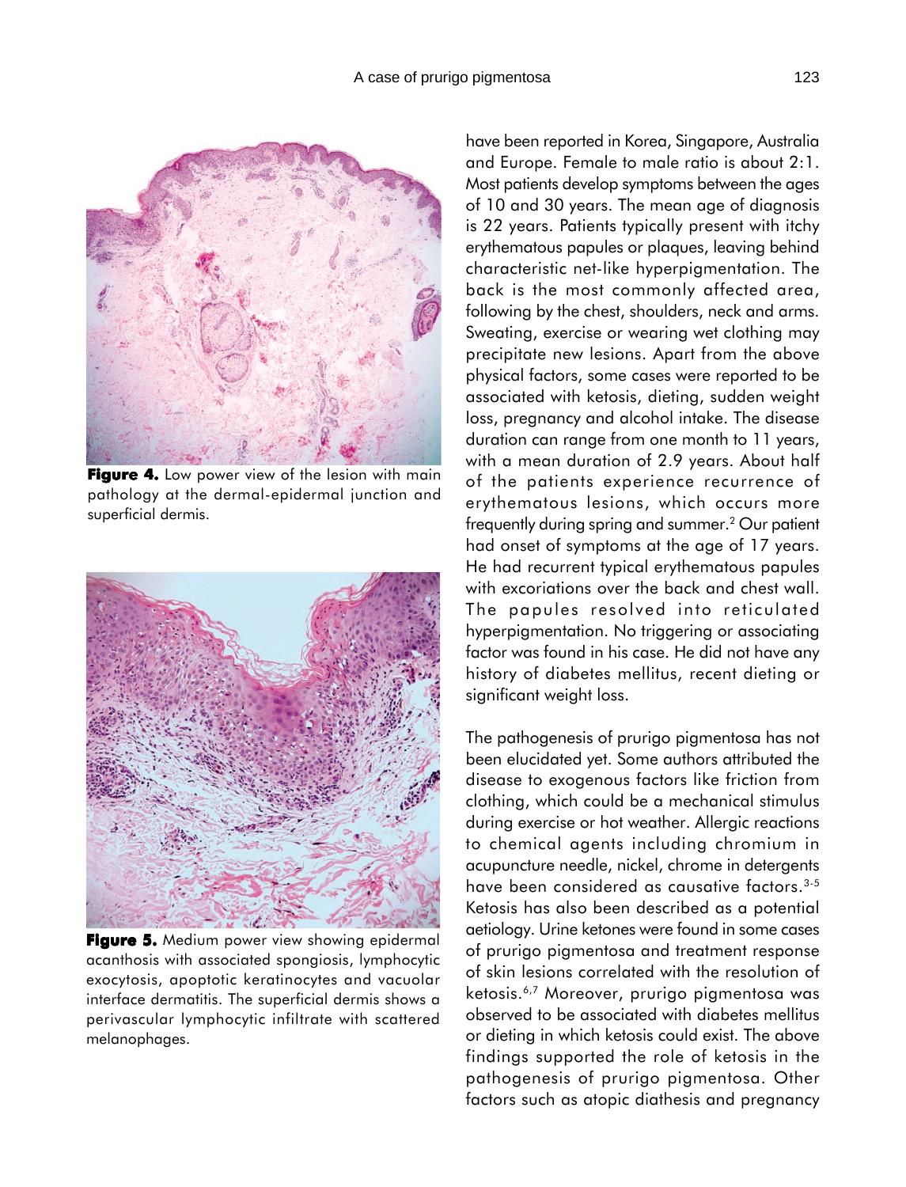**Figure 4.** Low power view of the lesion with main pathology at the dermal-epidermal junction and superficial dermis.

**Figure 5.** Medium power view showing epidermal acanthosis with associated spongiosis, lymphocytic exocytosis, apoptotic keratinocytes and vacuolar interface dermatitis. The superficial dermis shows a perivascular lymphocytic infiltrate with scattered melanophages.

have been reported in Korea, Singapore, Australia and Europe. Female to male ratio is about 2:1. Most patients develop symptoms between the ages of 10 and 30 years. The mean age of diagnosis is 22 years. Patients typically present with itchy erythematous papules or plaques, leaving behind characteristic net-like hyperpigmentation. The back is the most commonly affected area, following by the chest, shoulders, neck and arms. Sweating, exercise or wearing wet clothing may precipitate new lesions. Apart from the above physical factors, some cases were reported to be associated with ketosis, dieting, sudden weight loss, pregnancy and alcohol intake. The disease duration can range from one month to 11 years, with a mean duration of 2.9 years. About half of the patients experience recurrence of erythematous lesions, which occurs more frequently during spring and summer.[2] Our patient had onset of symptoms at the age of 17 years. He had recurrent typical erythematous papules with excoriations over the back and chest wall. The papules resolved into reticulated hyperpigmentation. No triggering or associating factor was found in his case. He did not have any history of diabetes mellitus, recent dieting or significant weight loss.

The pathogenesis of prurigo pigmentosa has not been elucidated yet. Some authors attributed the disease to exogenous factors like friction from clothing, which could be a mechanical stimulus during exercise or hot weather. Allergic reactions to chemical agents including chromium in acupuncture needle, nickel, chrome in detergents have been considered as causative factors.[3-5] Ketosis has also been described as a potential aetiology. Urine ketones were found in some cases of prurigo pigmentosa and treatment response of skin lesions correlated with the resolution of ketosis.[6,7] Moreover, prurigo pigmentosa was observed to be associated with diabetes mellitus or dieting in which ketosis could exist. The above findings supported the role of ketosis in the pathogenesis of prurigo pigmentosa. Other factors such as atopic diathesis and pregnancy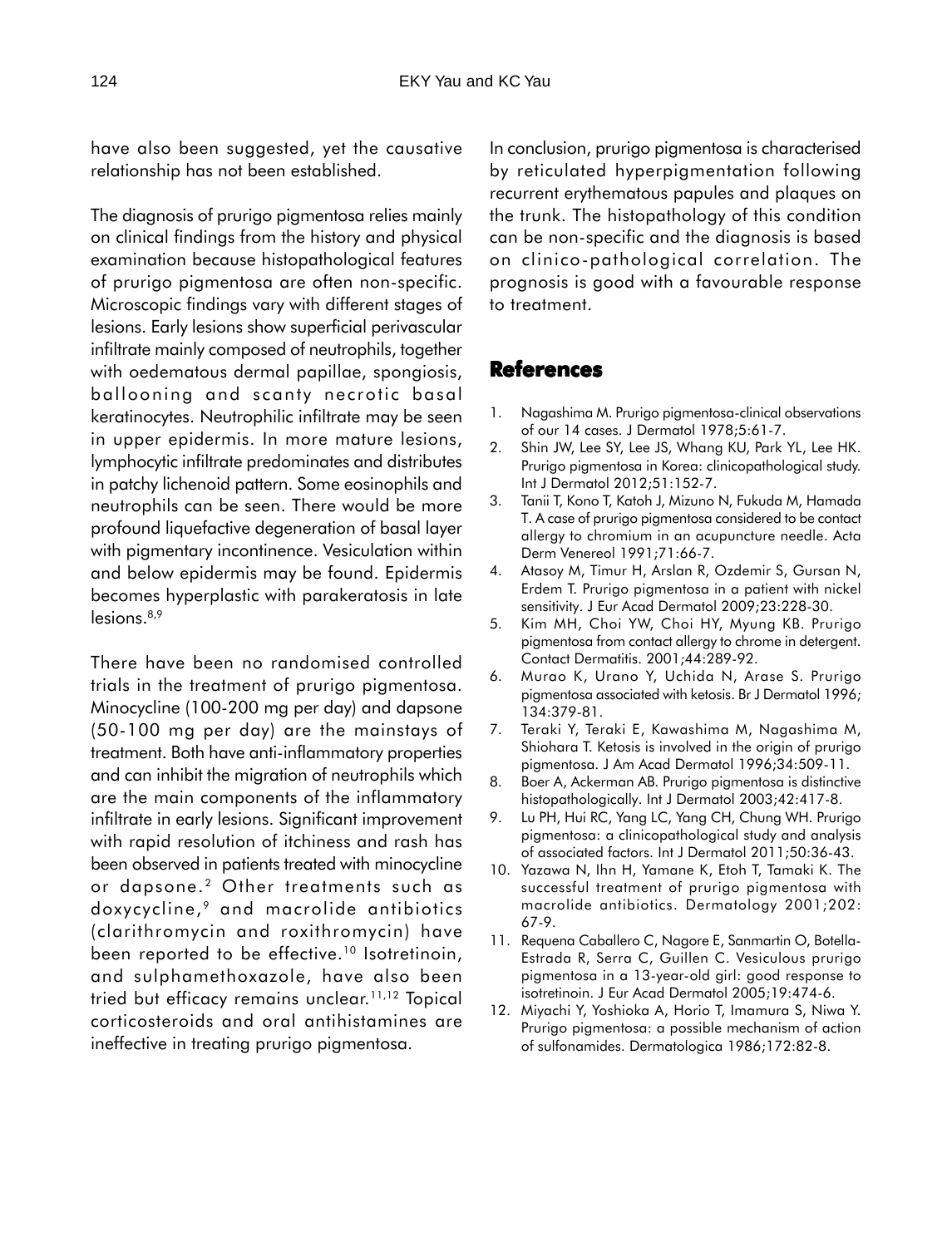have also been suggested, yet the causative relationship has not been established.

The diagnosis of prurigo pigmentosa relies mainly on clinical findings from the history and physical examination because histopathological features of prurigo pigmentosa are often non-specific. Microscopic findings vary with different stages of lesions. Early lesions show superficial perivascular infiltrate mainly composed of neutrophils, together with oedematous dermal papillae, spongiosis, ballooning and scanty necrotic basal keratinocytes. Neutrophilic infiltrate may be seen in upper epidermis. In more mature lesions, lymphocytic infiltrate predominates and distributes in patchy lichenoid pattern. Some eosinophils and neutrophils can be seen. There would be more profound liquefactive degeneration of basal layer with pigmentary incontinence. Vesiculation within and below epidermis may be found. Epidermis becomes hyperplastic with parakeratosis in late lesions.[8,9]

There have been no randomised controlled trials in the treatment of prurigo pigmentosa. Minocycline (100-200 mg per day) and dapsone (50-100 mg per day) are the mainstays of treatment. Both have anti-inflammatory properties and can inhibit the migration of neutrophils which are the main components of the inflammatory infiltrate in early lesions. Significant improvement with rapid resolution of itchiness and rash has been observed in patients treated with minocycline or dapsone.[2] Other treatments such as doxycycline,[9] and macrolide antibiotics (clarithromycin and roxithromycin) have been reported to be effective.[10] Isotretinoin, and sulphamethoxazole, have also been tried but efficacy remains unclear.[11,12] Topical corticosteroids and oral antihistamines are ineffective in treating prurigo pigmentosa.

In conclusion, prurigo pigmentosa is characterised by reticulated hyperpigmentation following recurrent erythematous papules and plaques on the trunk. The histopathology of this condition can be non-specific and the diagnosis is based on clinico-pathological correlation. The prognosis is good with a favourable response to treatment.

## References

1. Nagashima M. Prurigo pigmentosa-clinical observations of our 14 cases. J Dermatol 1978;5:61-7.
2. Shin JW, Lee SY, Lee JS, Whang KU, Park YL, Lee HK. Prurigo pigmentosa in Korea: clinicopathological study. Int J Dermatol 2012;51:152-7.
3. Tanii T, Kono T, Katoh J, Mizuno N, Fukuda M, Hamada T. A case of prurigo pigmentosa considered to be contact allergy to chromium in an acupuncture needle. Acta Derm Venereol 1991;71:66-7.
4. Atasoy M, Timur H, Arslan R, Ozdemir S, Gursan N, Erdem T. Prurigo pigmentosa in a patient with nickel sensitivity. J Eur Acad Dermatol 2009;23:228-30.
5. Kim MH, Choi YW, Choi HY, Myung KB. Prurigo pigmentosa from contact allergy to chrome in detergent. Contact Dermatitis. 2001;44:289-92.
6. Murao K, Urano Y, Uchida N, Arase S. Prurigo pigmentosa associated with ketosis. Br J Dermatol 1996; 134:379-81.
7. Teraki Y, Teraki E, Kawashima M, Nagashima M, Shiohara T. Ketosis is involved in the origin of prurigo pigmentosa. J Am Acad Dermatol 1996;34:509-11.
8. Boer A, Ackerman AB. Prurigo pigmentosa is distinctive histopathologically. Int J Dermatol 2003;42:417-8.
9. Lu PH, Hui RC, Yang LC, Yang CH, Chung WH. Prurigo pigmentosa: a clinicopathological study and analysis of associated factors. Int J Dermatol 2011;50:36-43.
10. Yazawa N, Ihn H, Yamane K, Etoh T, Tamaki K. The successful treatment of prurigo pigmentosa with macrolide antibiotics. Dermatology 2001;202: 67-9.
11. Requena Caballero C, Nagore E, Sanmartin O, Botella-Estrada R, Serra C, Guillen C. Vesiculous prurigo pigmentosa in a 13-year-old girl: good response to isotretinoin. J Eur Acad Dermatol 2005;19:474-6.
12. Miyachi Y, Yoshioka A, Horio T, Imamura S, Niwa Y. Prurigo pigmentosa: a possible mechanism of action of sulfonamides. Dermatologica 1986;172:82-8.